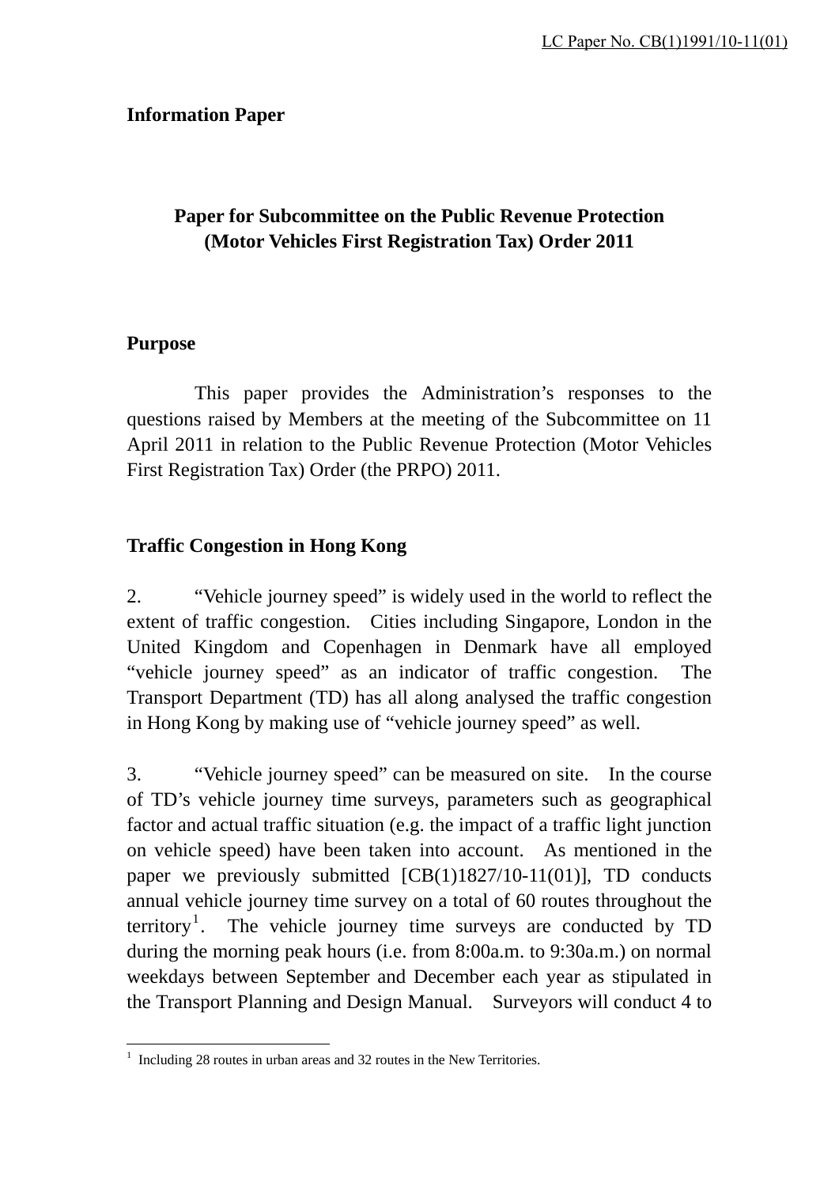LC Paper No. CB(1)1991/10-11(01)

**Information Paper**

## Paper for Subcommittee on the Public Revenue Protection (Motor Vehicles First Registration Tax) Order 2011

### Purpose

This paper provides the Administration's responses to the questions raised by Members at the meeting of the Subcommittee on 11 April 2011 in relation to the Public Revenue Protection (Motor Vehicles First Registration Tax) Order (the PRPO) 2011.

### Traffic Congestion in Hong Kong

2. "Vehicle journey speed" is widely used in the world to reflect the extent of traffic congestion. Cities including Singapore, London in the United Kingdom and Copenhagen in Denmark have all employed "vehicle journey speed" as an indicator of traffic congestion. The Transport Department (TD) has all along analysed the traffic congestion in Hong Kong by making use of "vehicle journey speed" as well.

3. "Vehicle journey speed" can be measured on site. In the course of TD's vehicle journey time surveys, parameters such as geographical factor and actual traffic situation (e.g. the impact of a traffic light junction on vehicle speed) have been taken into account. As mentioned in the paper we previously submitted [CB(1)1827/10-11(01)], TD conducts annual vehicle journey time survey on a total of 60 routes throughout the territory[1]. The vehicle journey time surveys are conducted by TD during the morning peak hours (i.e. from 8:00a.m. to 9:30a.m.) on normal weekdays between September and December each year as stipulated in the Transport Planning and Design Manual. Surveyors will conduct 4 to

[1] Including 28 routes in urban areas and 32 routes in the New Territories.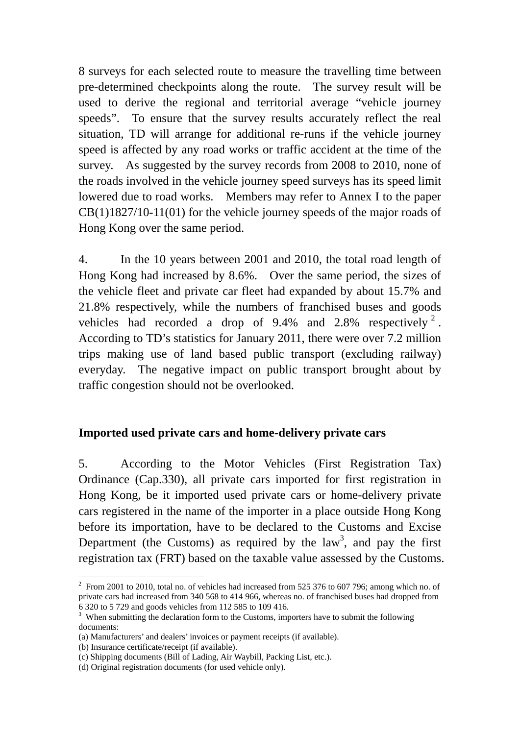8 surveys for each selected route to measure the travelling time between pre-determined checkpoints along the route. The survey result will be used to derive the regional and territorial average "vehicle journey speeds". To ensure that the survey results accurately reflect the real situation, TD will arrange for additional re-runs if the vehicle journey speed is affected by any road works or traffic accident at the time of the survey. As suggested by the survey records from 2008 to 2010, none of the roads involved in the vehicle journey speed surveys has its speed limit lowered due to road works. Members may refer to Annex I to the paper CB(1)1827/10-11(01) for the vehicle journey speeds of the major roads of Hong Kong over the same period.

4. In the 10 years between 2001 and 2010, the total road length of Hong Kong had increased by 8.6%. Over the same period, the sizes of the vehicle fleet and private car fleet had expanded by about 15.7% and 21.8% respectively, while the numbers of franchised buses and goods vehicles had recorded a drop of 9.4% and 2.8% respectively[2]. According to TD's statistics for January 2011, there were over 7.2 million trips making use of land based public transport (excluding railway) everyday. The negative impact on public transport brought about by traffic congestion should not be overlooked.

**Imported used private cars and home-delivery private cars**

5. According to the Motor Vehicles (First Registration Tax) Ordinance (Cap.330), all private cars imported for first registration in Hong Kong, be it imported used private cars or home-delivery private cars registered in the name of the importer in a place outside Hong Kong before its importation, have to be declared to the Customs and Excise Department (the Customs) as required by the law[3], and pay the first registration tax (FRT) based on the taxable value assessed by the Customs.

---

[2] From 2001 to 2010, total no. of vehicles had increased from 525 376 to 607 796; among which no. of private cars had increased from 340 568 to 414 966, whereas no. of franchised buses had dropped from 6 320 to 5 729 and goods vehicles from 112 585 to 109 416.

[3] When submitting the declaration form to the Customs, importers have to submit the following documents:

(a) Manufacturers' and dealers' invoices or payment receipts (if available).
(b) Insurance certificate/receipt (if available).
(c) Shipping documents (Bill of Lading, Air Waybill, Packing List, etc.).
(d) Original registration documents (for used vehicle only).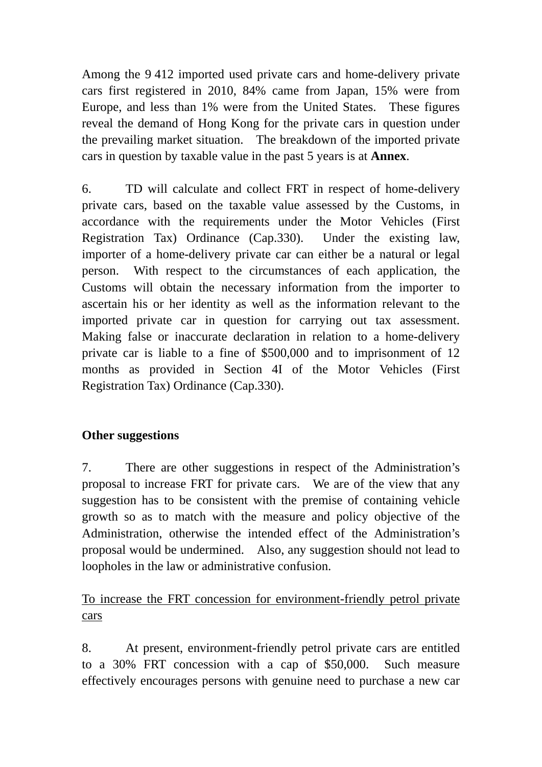Among the 9 412 imported used private cars and home-delivery private cars first registered in 2010, 84% came from Japan, 15% were from Europe, and less than 1% were from the United States. These figures reveal the demand of Hong Kong for the private cars in question under the prevailing market situation. The breakdown of the imported private cars in question by taxable value in the past 5 years is at **Annex**.

6. TD will calculate and collect FRT in respect of home-delivery private cars, based on the taxable value assessed by the Customs, in accordance with the requirements under the Motor Vehicles (First Registration Tax) Ordinance (Cap.330). Under the existing law, importer of a home-delivery private car can either be a natural or legal person. With respect to the circumstances of each application, the Customs will obtain the necessary information from the importer to ascertain his or her identity as well as the information relevant to the imported private car in question for carrying out tax assessment. Making false or inaccurate declaration in relation to a home-delivery private car is liable to a fine of $500,000 and to imprisonment of 12 months as provided in Section 4I of the Motor Vehicles (First Registration Tax) Ordinance (Cap.330).

**Other suggestions**

7. There are other suggestions in respect of the Administration's proposal to increase FRT for private cars. We are of the view that any suggestion has to be consistent with the premise of containing vehicle growth so as to match with the measure and policy objective of the Administration, otherwise the intended effect of the Administration's proposal would be undermined. Also, any suggestion should not lead to loopholes in the law or administrative confusion.

To increase the FRT concession for environment-friendly petrol private cars

8. At present, environment-friendly petrol private cars are entitled to a 30% FRT concession with a cap of $50,000. Such measure effectively encourages persons with genuine need to purchase a new car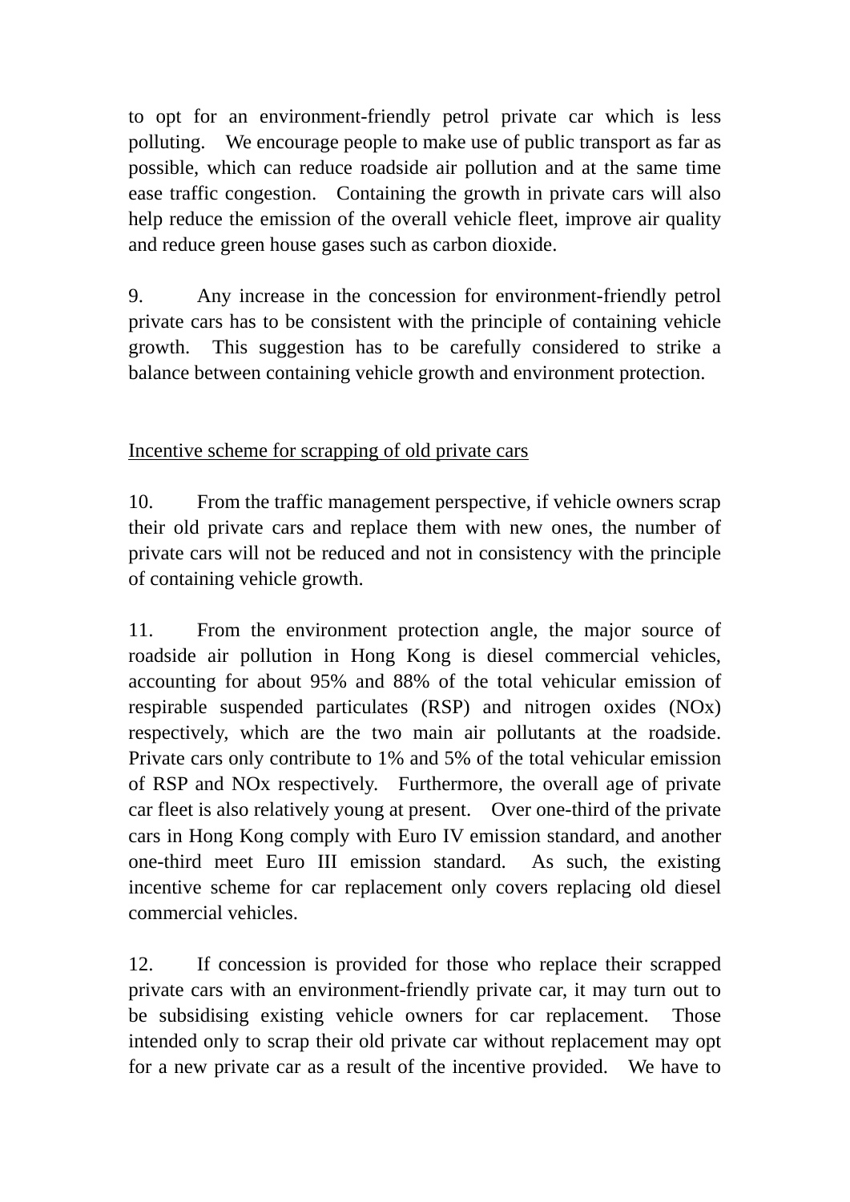to opt for an environment-friendly petrol private car which is less polluting. We encourage people to make use of public transport as far as possible, which can reduce roadside air pollution and at the same time ease traffic congestion. Containing the growth in private cars will also help reduce the emission of the overall vehicle fleet, improve air quality and reduce green house gases such as carbon dioxide.

9. Any increase in the concession for environment-friendly petrol private cars has to be consistent with the principle of containing vehicle growth. This suggestion has to be carefully considered to strike a balance between containing vehicle growth and environment protection.

<u>Incentive scheme for scrapping of old private cars</u>

10. From the traffic management perspective, if vehicle owners scrap their old private cars and replace them with new ones, the number of private cars will not be reduced and not in consistency with the principle of containing vehicle growth.

11. From the environment protection angle, the major source of roadside air pollution in Hong Kong is diesel commercial vehicles, accounting for about 95% and 88% of the total vehicular emission of respirable suspended particulates (RSP) and nitrogen oxides (NOx) respectively, which are the two main air pollutants at the roadside. Private cars only contribute to 1% and 5% of the total vehicular emission of RSP and NOx respectively. Furthermore, the overall age of private car fleet is also relatively young at present. Over one-third of the private cars in Hong Kong comply with Euro IV emission standard, and another one-third meet Euro III emission standard. As such, the existing incentive scheme for car replacement only covers replacing old diesel commercial vehicles.

12. If concession is provided for those who replace their scrapped private cars with an environment-friendly private car, it may turn out to be subsidising existing vehicle owners for car replacement. Those intended only to scrap their old private car without replacement may opt for a new private car as a result of the incentive provided. We have to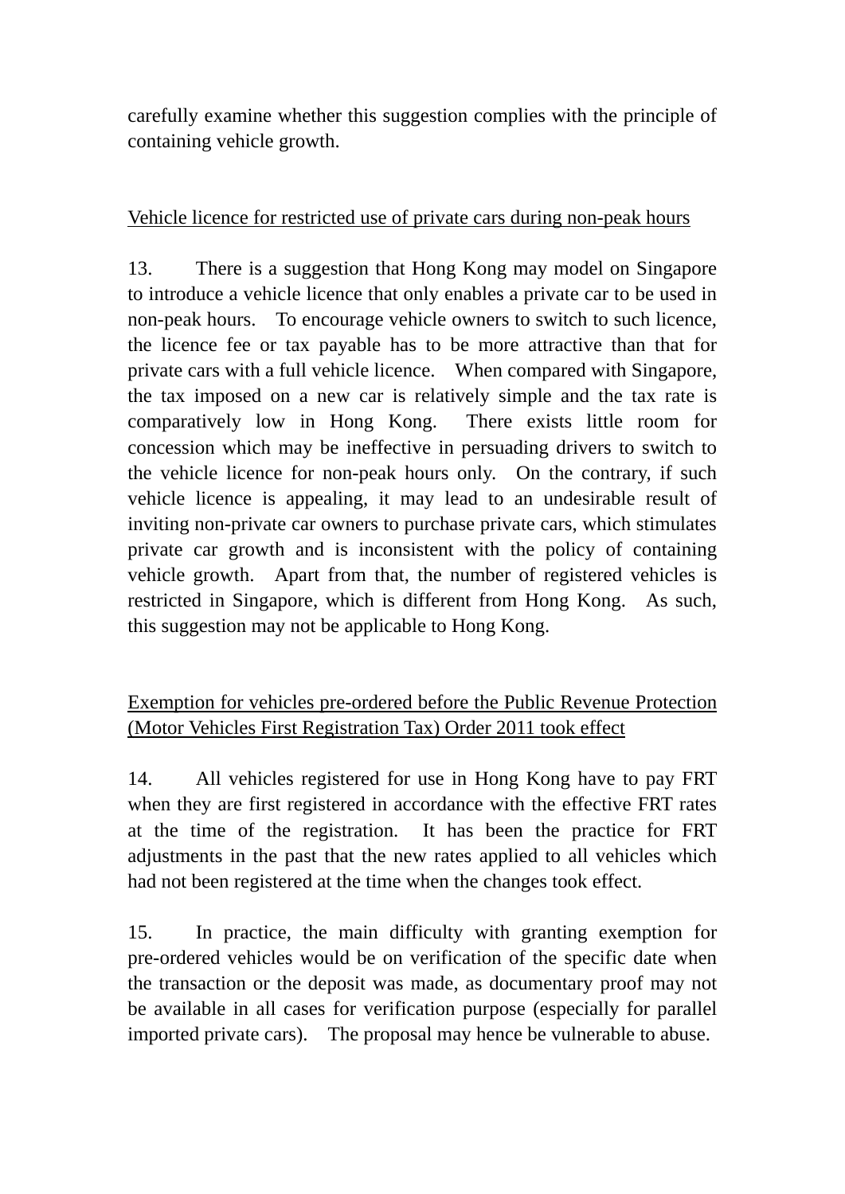carefully examine whether this suggestion complies with the principle of containing vehicle growth.

Vehicle licence for restricted use of private cars during non-peak hours

13. There is a suggestion that Hong Kong may model on Singapore to introduce a vehicle licence that only enables a private car to be used in non-peak hours. To encourage vehicle owners to switch to such licence, the licence fee or tax payable has to be more attractive than that for private cars with a full vehicle licence. When compared with Singapore, the tax imposed on a new car is relatively simple and the tax rate is comparatively low in Hong Kong. There exists little room for concession which may be ineffective in persuading drivers to switch to the vehicle licence for non-peak hours only. On the contrary, if such vehicle licence is appealing, it may lead to an undesirable result of inviting non-private car owners to purchase private cars, which stimulates private car growth and is inconsistent with the policy of containing vehicle growth. Apart from that, the number of registered vehicles is restricted in Singapore, which is different from Hong Kong. As such, this suggestion may not be applicable to Hong Kong.

Exemption for vehicles pre-ordered before the Public Revenue Protection (Motor Vehicles First Registration Tax) Order 2011 took effect

14. All vehicles registered for use in Hong Kong have to pay FRT when they are first registered in accordance with the effective FRT rates at the time of the registration. It has been the practice for FRT adjustments in the past that the new rates applied to all vehicles which had not been registered at the time when the changes took effect.

15. In practice, the main difficulty with granting exemption for pre-ordered vehicles would be on verification of the specific date when the transaction or the deposit was made, as documentary proof may not be available in all cases for verification purpose (especially for parallel imported private cars). The proposal may hence be vulnerable to abuse.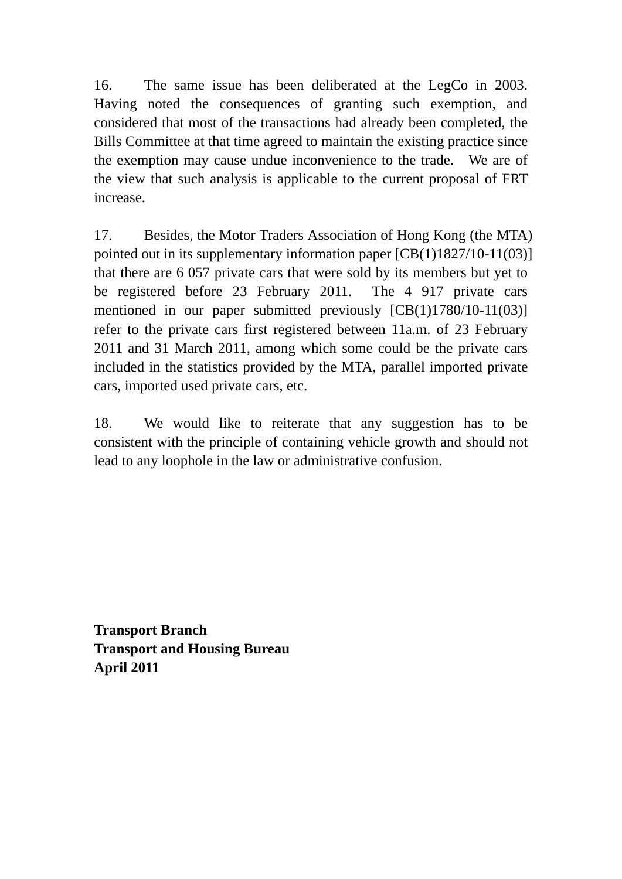16. The same issue has been deliberated at the LegCo in 2003. Having noted the consequences of granting such exemption, and considered that most of the transactions had already been completed, the Bills Committee at that time agreed to maintain the existing practice since the exemption may cause undue inconvenience to the trade. We are of the view that such analysis is applicable to the current proposal of FRT increase.

17. Besides, the Motor Traders Association of Hong Kong (the MTA) pointed out in its supplementary information paper [CB(1)1827/10-11(03)] that there are 6 057 private cars that were sold by its members but yet to be registered before 23 February 2011. The 4 917 private cars mentioned in our paper submitted previously [CB(1)1780/10-11(03)] refer to the private cars first registered between 11a.m. of 23 February 2011 and 31 March 2011, among which some could be the private cars included in the statistics provided by the MTA, parallel imported private cars, imported used private cars, etc.

18. We would like to reiterate that any suggestion has to be consistent with the principle of containing vehicle growth and should not lead to any loophole in the law or administrative confusion.

**Transport Branch**
**Transport and Housing Bureau**
**April 2011**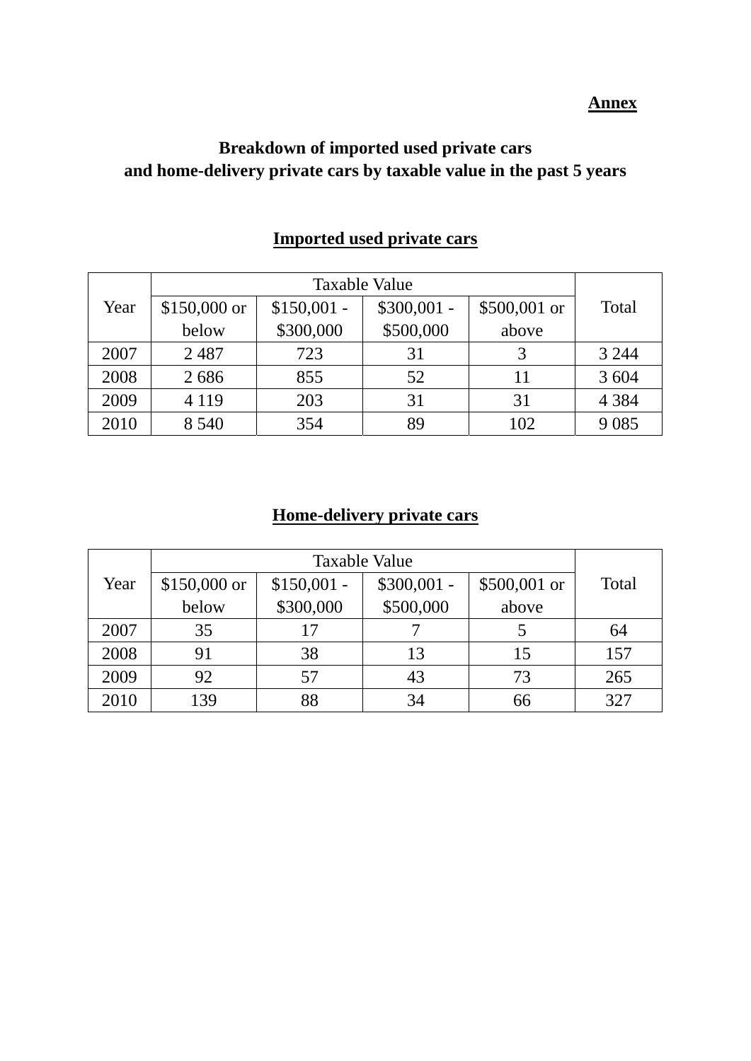**Annex**

## Breakdown of imported used private cars and home-delivery private cars by taxable value in the past 5 years

### Imported used private cars

| Year | Taxable Value | | | | Total |
|---|---|---|---|---|---|
| | $150,000 or below | $150,001 - $300,000 | $300,001 - $500,000 | $500,001 or above | |
| 2007 | 2 487 | 723 | 31 | 3 | 3 244 |
| 2008 | 2 686 | 855 | 52 | 11 | 3 604 |
| 2009 | 4 119 | 203 | 31 | 31 | 4 384 |
| 2010 | 8 540 | 354 | 89 | 102 | 9 085 |

### Home-delivery private cars

| Year | Taxable Value | | | | Total |
|---|---|---|---|---|---|
| | $150,000 or below | $150,001 - $300,000 | $300,001 - $500,000 | $500,001 or above | |
| 2007 | 35 | 17 | 7 | 5 | 64 |
| 2008 | 91 | 38 | 13 | 15 | 157 |
| 2009 | 92 | 57 | 43 | 73 | 265 |
| 2010 | 139 | 88 | 34 | 66 | 327 |